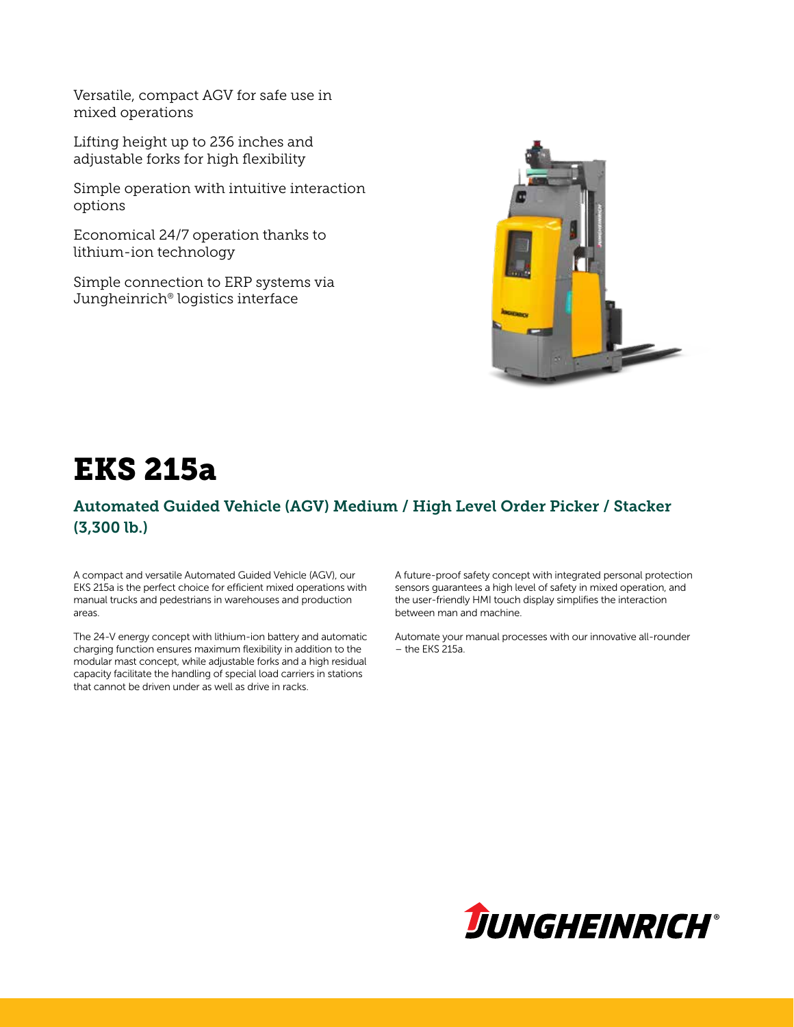- Versatile, compact AGV for safe use in mixed operations
- Lifting height up to 236 inches and adjustable forks for high flexibility
- Simple operation with intuitive interaction options
- Economical 24/7 operation thanks to lithium-ion technology
- Simple connection to ERP systems via Jungheinrich® logistics interface

# EKS 215a

## Automated Guided Vehicle (AGV) Medium / High Level Order Picker / Stacker (3,300 lb.)

A compact and versatile Automated Guided Vehicle (AGV), our EKS 215a is the perfect choice for efficient mixed operations with manual trucks and pedestrians in warehouses and production areas.

The 24-V energy concept with lithium-ion battery and automatic charging function ensures maximum flexibility in addition to the modular mast concept, while adjustable forks and a high residual capacity facilitate the handling of special load carriers in stations that cannot be driven under as well as drive in racks.

A future-proof safety concept with integrated personal protection sensors guarantees a high level of safety in mixed operation, and the user-friendly HMI touch display simplifies the interaction between man and machine.

Automate your manual processes with our innovative all-rounder – the EKS 215a.

JUNGHEINRICH®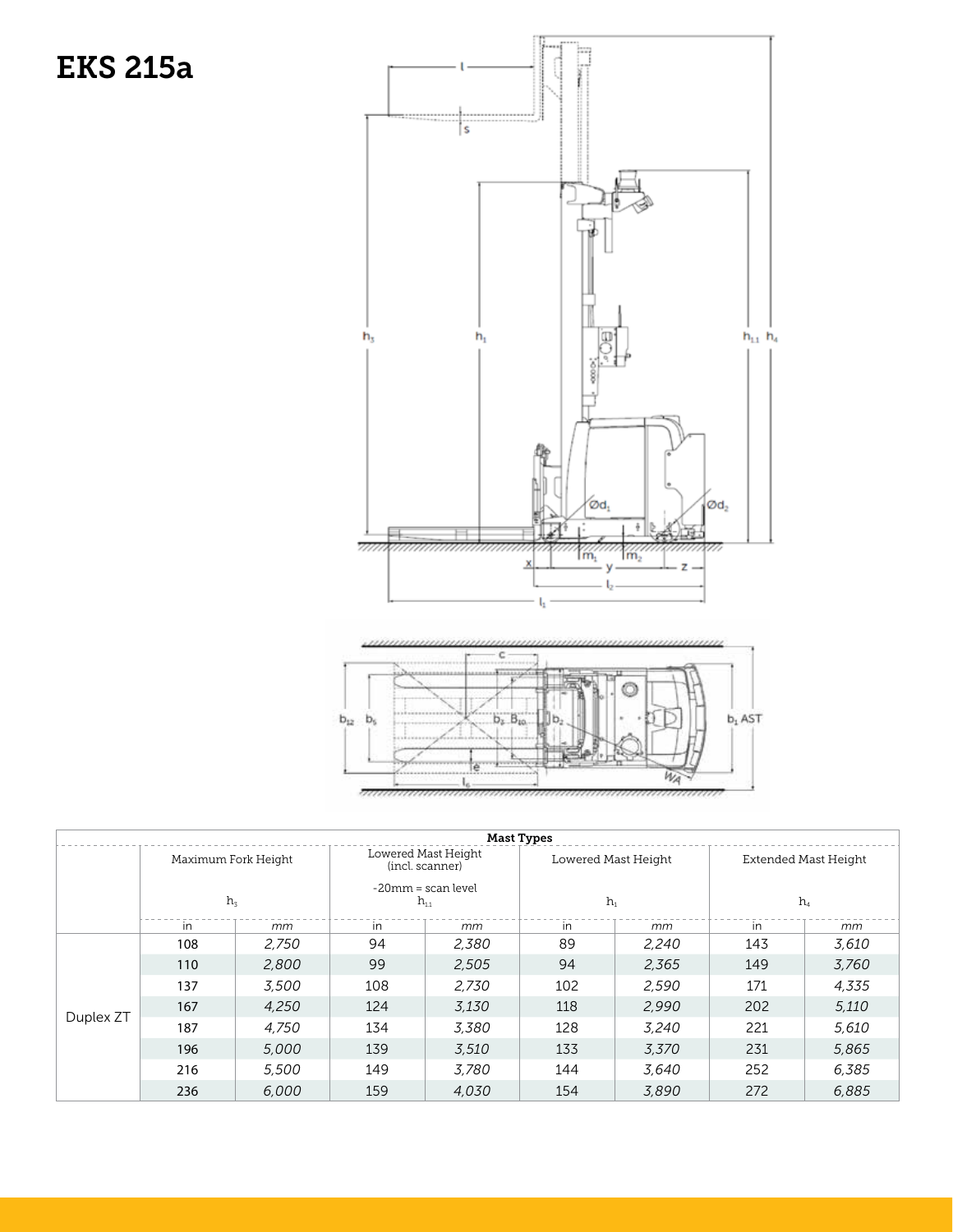# EKS 215a

| Mast Types | | | | | | | | |
|---|---|---|---|---|---|---|---|---|
| | Maximum Fork Height $h_3$ | | Lowered Mast Height (incl. scanner) -20mm = scan level $h_{11}$ | | Lowered Mast Height $h_1$ | | Extended Mast Height $h_4$ | |
| | in | mm | in | mm | in | mm | in | mm |
| Duplex ZT | 108 | 2,750 | 94 | 2,380 | 89 | 2,240 | 143 | 3,610 |
| | 110 | 2,800 | 99 | 2,505 | 94 | 2,365 | 149 | 3,760 |
| | 137 | 3,500 | 108 | 2,730 | 102 | 2,590 | 171 | 4,335 |
| | 167 | 4,250 | 124 | 3,130 | 118 | 2,990 | 202 | 5,110 |
| | 187 | 4,750 | 134 | 3,380 | 128 | 3,240 | 221 | 5,610 |
| | 196 | 5,000 | 139 | 3,510 | 133 | 3,370 | 231 | 5,865 |
| | 216 | 5,500 | 149 | 3,780 | 144 | 3,640 | 252 | 6,385 |
| | 236 | 6,000 | 159 | 4,030 | 154 | 3,890 | 272 | 6,885 |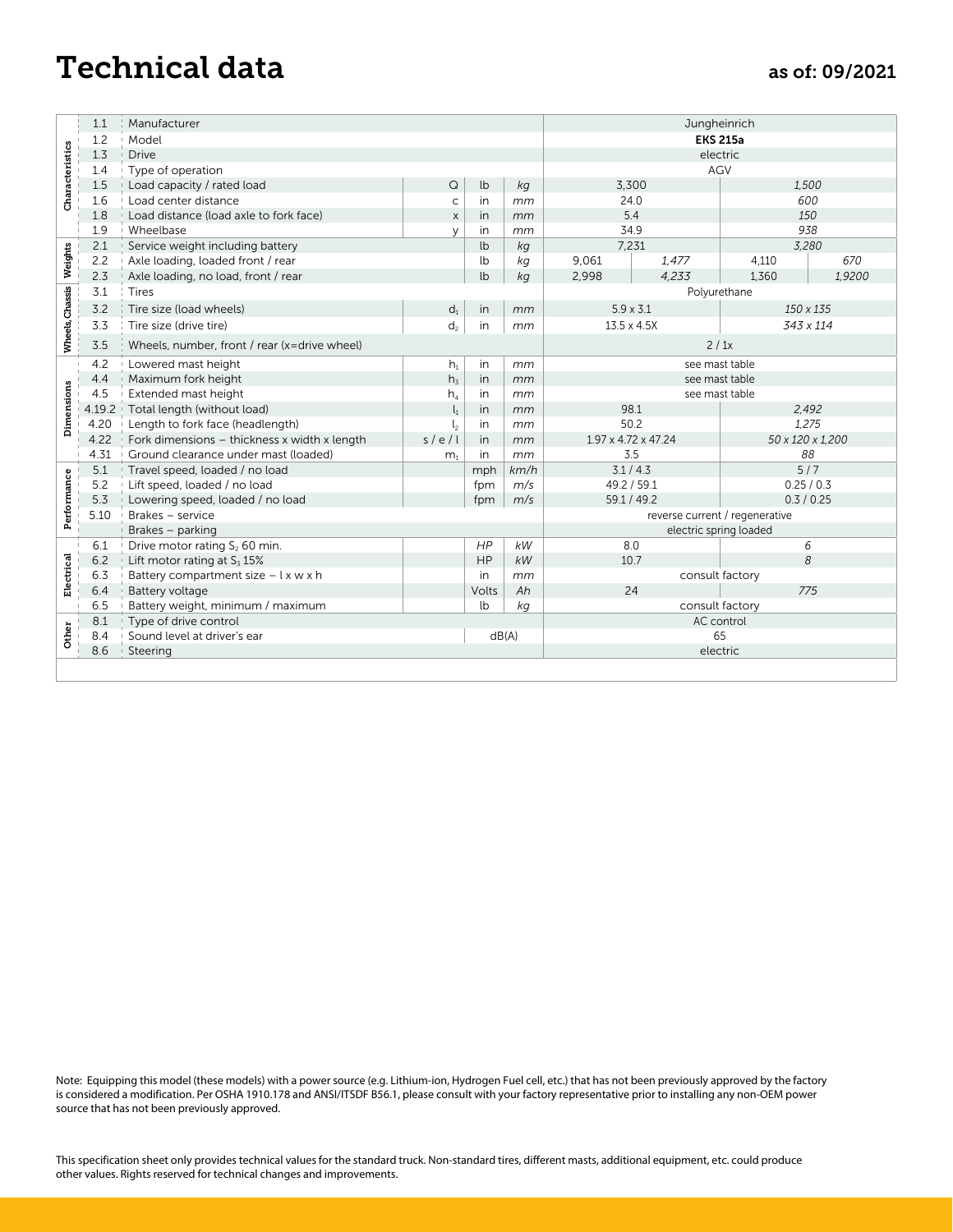# Technical data

as of: 09/2021

| Section | No. | Description | Symbol | Unit (imperial) | Unit (metric) | Imperial value | | Metric value | |
|---|---|---|---|---|---|---|---|---|---|
| Characteristics | 1.1 | Manufacturer | | | | Jungheinrich | | | |
| | 1.2 | Model | | | | **EKS 215a** | | | |
| | 1.3 | Drive | | | | electric | | | |
| | 1.4 | Type of operation | | | | AGV | | | |
| | 1.5 | Load capacity / rated load | Q | lb | *kg* | 3,300 | | *1,500* | |
| | 1.6 | Load center distance | c | in | *mm* | 24.0 | | *600* | |
| | 1.8 | Load distance (load axle to fork face) | x | in | *mm* | 5.4 | | *150* | |
| | 1.9 | Wheelbase | y | in | *mm* | 34.9 | | *938* | |
| Weights | 2.1 | Service weight including battery | | lb | *kg* | 7,231 | | *3,280* | |
| | 2.2 | Axle loading, loaded front / rear | | lb | *kg* | 9,061 | *1,477* | 4,110 | *670* |
| | 2.3 | Axle loading, no load, front / rear | | lb | *kg* | 2,998 | *4,233* | 1,360 | *1,9200* |
| Wheels, Chassis | 3.1 | Tires | | | | Polyurethane | | | |
| | 3.2 | Tire size (load wheels) | $d_1$ | in | *mm* | 5.9 x 3.1 | | *150 x 135* | |
| | 3.3 | Tire size (drive tire) | $d_2$ | in | *mm* | 13.5 x 4.5X | | *343 x 114* | |
| | 3.5 | Wheels, number, front / rear (x=drive wheel) | | | | 2 / 1x | | | |
| Dimensions | 4.2 | Lowered mast height | $h_1$ | in | *mm* | see mast table | | | |
| | 4.4 | Maximum fork height | $h_3$ | in | *mm* | see mast table | | | |
| | 4.5 | Extended mast height | $h_4$ | in | *mm* | see mast table | | | |
| | 4.19.2 | Total length (without load) | $l_1$ | in | *mm* | 98.1 | | *2,492* | |
| | 4.20 | Length to fork face (headlength) | $l_2$ | in | *mm* | 50.2 | | *1,275* | |
| | 4.22 | Fork dimensions – thickness x width x length | s / e / l | in | *mm* | 1.97 x 4.72 x 47.24 | | *50 x 120 x 1,200* | |
| | 4.31 | Ground clearance under mast (loaded) | $m_1$ | in | *mm* | 3.5 | | *88* | |
| Performance | 5.1 | Travel speed, loaded / no load | | mph | *km/h* | 3.1 / 4.3 | | 5 / 7 | |
| | 5.2 | Lift speed, loaded / no load | | fpm | *m/s* | 49.2 / 59.1 | | 0.25 / 0.3 | |
| | 5.3 | Lowering speed, loaded / no load | | fpm | *m/s* | 59.1 / 49.2 | | 0.3 / 0.25 | |
| | 5.10 | Brakes – service | | | | reverse current / regenerative | | | |
| | | Brakes – parking | | | | electric spring loaded | | | |
| Electrical | 6.1 | Drive motor rating $S_2$ 60 min. | | *HP* | *kW* | 8.0 | | *6* | |
| | 6.2 | Lift motor rating at $S_3$ 15% | | HP | *kW* | 10.7 | | *8* | |
| | 6.3 | Battery compartment size – l x w x h | | in | *mm* | consult factory | | | |
| | 6.4 | Battery voltage | | Volts | *Ah* | 24 | | *775* | |
| | 6.5 | Battery weight, minimum / maximum | | lb | *kg* | consult factory | | | |
| Other | 8.1 | Type of drive control | | | | AC control | | | |
| | 8.4 | Sound level at driver's ear | | dB(A) | | 65 | | | |
| | 8.6 | Steering | | | | electric | | | |

Note: Equipping this model (these models) with a power source (e.g. Lithium-ion, Hydrogen Fuel cell, etc.) that has not been previously approved by the factory is considered a modification. Per OSHA 1910.178 and ANSI/ITSDF B56.1, please consult with your factory representative prior to installing any non-OEM power source that has not been previously approved.

This specification sheet only provides technical values for the standard truck. Non-standard tires, different masts, additional equipment, etc. could produce other values. Rights reserved for technical changes and improvements.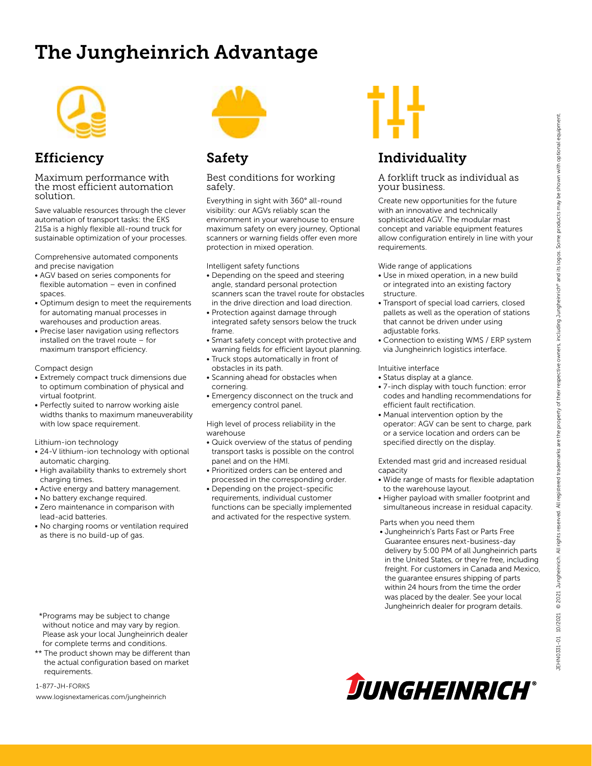# The Jungheinrich Advantage

## Efficiency

### Maximum performance with the most efficient automation solution.

Save valuable resources through the clever automation of transport tasks: the EKS 215a is a highly flexible all-round truck for sustainable optimization of your processes.

Comprehensive automated components and precise navigation

- AGV based on series components for flexible automation – even in confined spaces.
- Optimum design to meet the requirements for automating manual processes in warehouses and production areas.
- Precise laser navigation using reflectors installed on the travel route – for maximum transport efficiency.

Compact design

- Extremely compact truck dimensions due to optimum combination of physical and virtual footprint.
- Perfectly suited to narrow working aisle widths thanks to maximum maneuverability with low space requirement.

Lithium-ion technology

- 24-V lithium-ion technology with optional automatic charging.
- High availability thanks to extremely short charging times.
- Active energy and battery management.
- No battery exchange required.
- Zero maintenance in comparison with lead-acid batteries.
- No charging rooms or ventilation required as there is no build-up of gas.

## Safety

### Best conditions for working safely.

Everything in sight with 360° all-round visibility: our AGVs reliably scan the environment in your warehouse to ensure maximum safety on every journey, Optional scanners or warning fields offer even more protection in mixed operation.

Intelligent safety functions

- Depending on the speed and steering angle, standard personal protection scanners scan the travel route for obstacles in the drive direction and load direction.
- Protection against damage through integrated safety sensors below the truck frame.
- Smart safety concept with protective and warning fields for efficient layout planning.
- Truck stops automatically in front of obstacles in its path.
- Scanning ahead for obstacles when cornering.
- Emergency disconnect on the truck and emergency control panel.

High level of process reliability in the warehouse

- Quick overview of the status of pending transport tasks is possible on the control panel and on the HMI.
- Prioritized orders can be entered and processed in the corresponding order.
- Depending on the project-specific requirements, individual customer functions can be specially implemented and activated for the respective system.

## Individuality

### A forklift truck as individual as your business.

Create new opportunities for the future with an innovative and technically sophisticated AGV. The modular mast concept and variable equipment features allow configuration entirely in line with your requirements.

Wide range of applications

- Use in mixed operation, in a new build or integrated into an existing factory structure.
- Transport of special load carriers, closed pallets as well as the operation of stations that cannot be driven under using adjustable forks.
- Connection to existing WMS / ERP system via Jungheinrich logistics interface.

Intuitive interface

- Status display at a glance.
- 7-inch display with touch function: error codes and handling recommendations for efficient fault rectification.
- Manual intervention option by the operator: AGV can be sent to charge, park or a service location and orders can be specified directly on the display.

Extended mast grid and increased residual capacity

- Wide range of masts for flexible adaptation to the warehouse layout.
- Higher payload with smaller footprint and simultaneous increase in residual capacity.

Parts when you need them

- Jungheinrich's Parts Fast or Parts Free Guarantee ensures next-business-day delivery by 5:00 PM of all Jungheinrich parts in the United States, or they're free, including freight. For customers in Canada and Mexico, the guarantee ensures shipping of parts within 24 hours from the time the order was placed by the dealer. See your local Jungheinrich dealer for program details.

*Programs may be subject to change without notice and may vary by region. Please ask your local Jungheinrich dealer for complete terms and conditions.

** The product shown may be different than the actual configuration based on market requirements.

1-877-JH-FORKS

www.logisnextamericas.com/jungheinrich

JUNGHEINRICH®

JEHN0331-01 10/2021 © 2021 Jungheinrich. All rights reserved. All registered trademarks are the property of their respective owners, including Jungheinrich® and its logos. Some products may be shown with optional equipment.